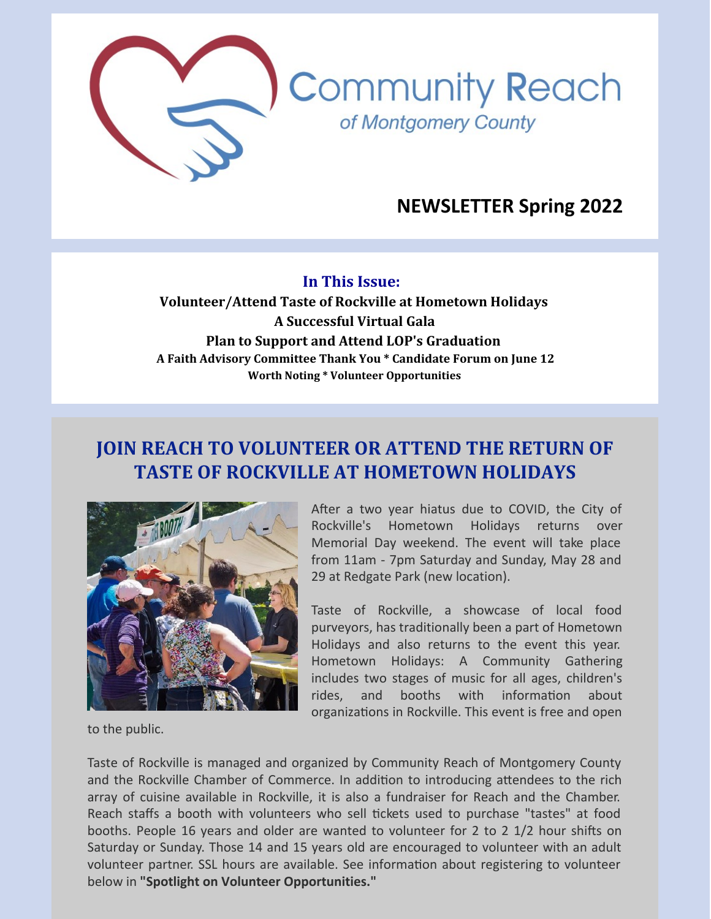Community Reach *of Montgomery County*

# NEWSLETTER Spring 2022

**In This Issue:**

**Volunteer/Attend Taste of Rockville at Hometown Holidays**
**A Successful Virtual Gala**
**Plan to Support and Attend LOP's Graduation**
**A Faith Advisory Committee Thank You * Candidate Forum on June 12**
**Worth Noting * Volunteer Opportunities**

## JOIN REACH TO VOLUNTEER OR ATTEND THE RETURN OF TASTE OF ROCKVILLE AT HOMETOWN HOLIDAYS

After a two year hiatus due to COVID, the City of Rockville's Hometown Holidays returns over Memorial Day weekend. The event will take place from 11am - 7pm Saturday and Sunday, May 28 and 29 at Redgate Park (new location).

Taste of Rockville, a showcase of local food purveyors, has traditionally been a part of Hometown Holidays and also returns to the event this year. Hometown Holidays: A Community Gathering includes two stages of music for all ages, children's rides, and booths with information about organizations in Rockville. This event is free and open to the public.

Taste of Rockville is managed and organized by Community Reach of Montgomery County and the Rockville Chamber of Commerce. In addition to introducing attendees to the rich array of cuisine available in Rockville, it is also a fundraiser for Reach and the Chamber. Reach staffs a booth with volunteers who sell tickets used to purchase "tastes" at food booths. People 16 years and older are wanted to volunteer for 2 to 2 1/2 hour shifts on Saturday or Sunday. Those 14 and 15 years old are encouraged to volunteer with an adult volunteer partner. SSL hours are available. See information about registering to volunteer below in **"Spotlight on Volunteer Opportunities."**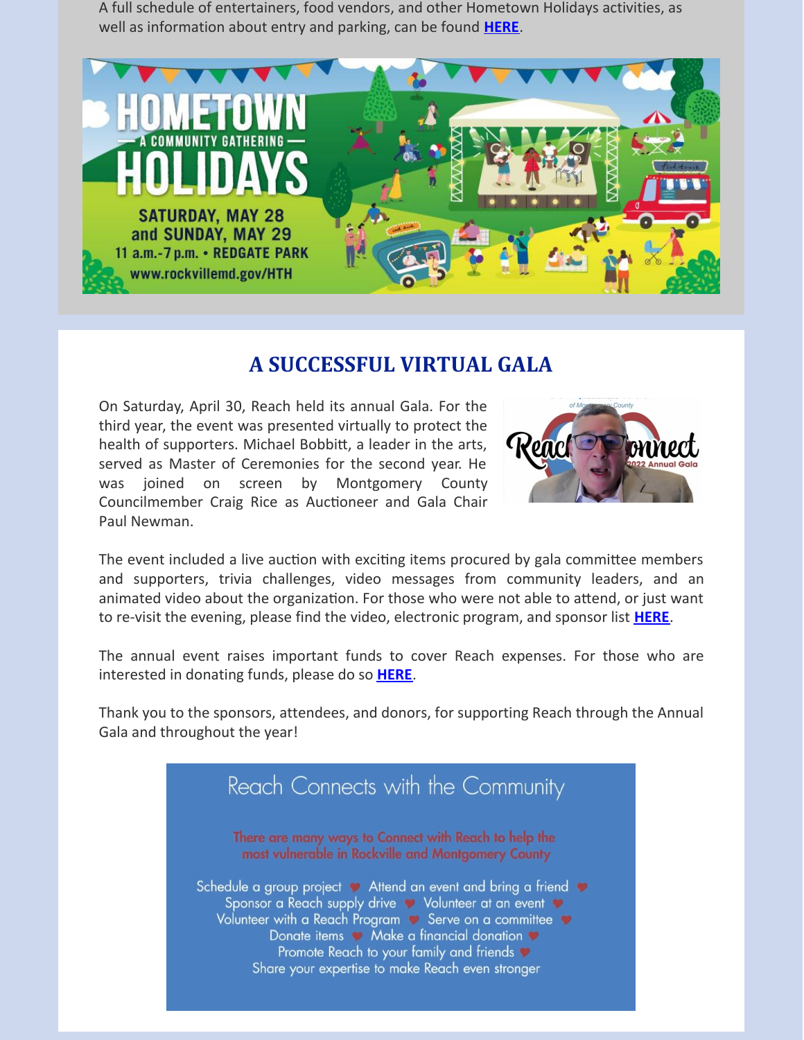A full schedule of entertainers, food vendors, and other Hometown Holidays activities, as well as information about entry and parking, can be found **HERE**.

HOMETOWN — A COMMUNITY GATHERING — HOLIDAYS

SATURDAY, MAY 28 and SUNDAY, MAY 29
11 a.m.-7 p.m. • REDGATE PARK
www.rockvillemd.gov/HTH

## A SUCCESSFUL VIRTUAL GALA

On Saturday, April 30, Reach held its annual Gala. For the third year, the event was presented virtually to protect the health of supporters. Michael Bobbitt, a leader in the arts, served as Master of Ceremonies for the second year. He was joined on screen by Montgomery County Councilmember Craig Rice as Auctioneer and Gala Chair Paul Newman.

The event included a live auction with exciting items procured by gala committee members and supporters, trivia challenges, video messages from community leaders, and an animated video about the organization. For those who were not able to attend, or just want to re-visit the evening, please find the video, electronic program, and sponsor list **HERE**.

The annual event raises important funds to cover Reach expenses. For those who are interested in donating funds, please do so **HERE**.

Thank you to the sponsors, attendees, and donors, for supporting Reach through the Annual Gala and throughout the year!

### Reach Connects with the Community

There are many ways to Connect with Reach to help the most vulnerable in Rockville and Montgomery County

Schedule a group project ♥ Attend an event and bring a friend ♥
Sponsor a Reach supply drive ♥ Volunteer at an event ♥
Volunteer with a Reach Program ♥ Serve on a committee ♥
Donate items ♥ Make a financial donation ♥
Promote Reach to your family and friends ♥
Share your expertise to make Reach even stronger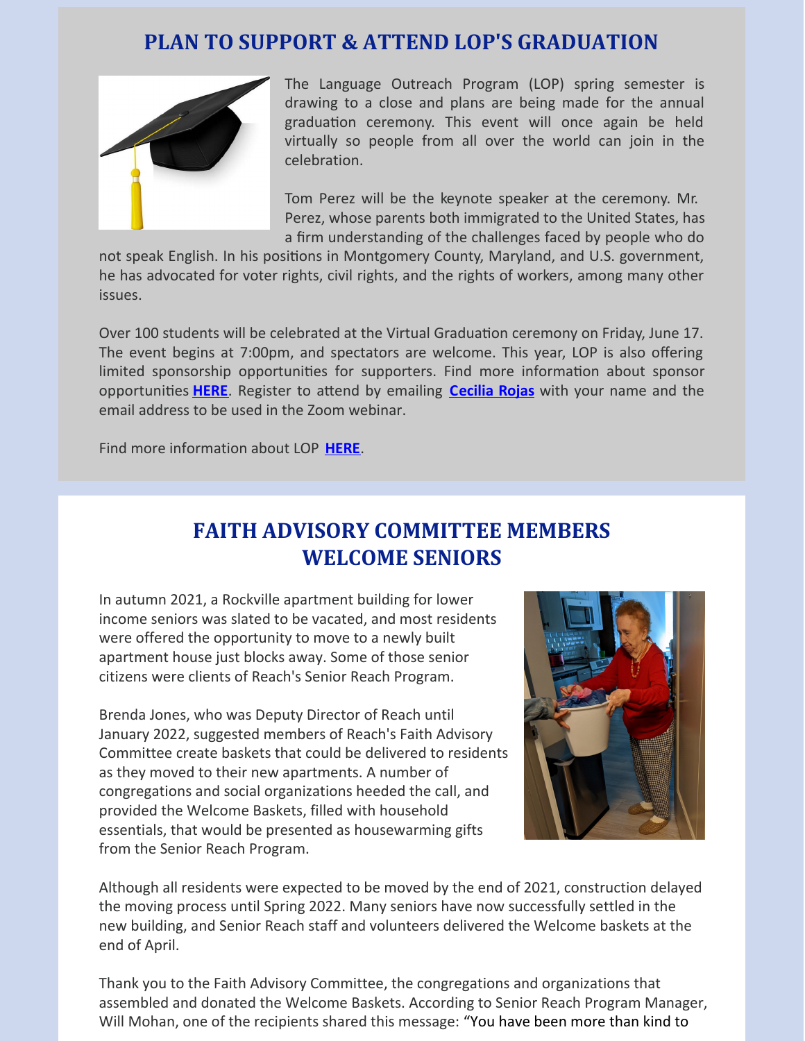## PLAN TO SUPPORT & ATTEND LOP'S GRADUATION

The Language Outreach Program (LOP) spring semester is drawing to a close and plans are being made for the annual graduation ceremony. This event will once again be held virtually so people from all over the world can join in the celebration.

Tom Perez will be the keynote speaker at the ceremony. Mr. Perez, whose parents both immigrated to the United States, has a firm understanding of the challenges faced by people who do not speak English. In his positions in Montgomery County, Maryland, and U.S. government, he has advocated for voter rights, civil rights, and the rights of workers, among many other issues.

Over 100 students will be celebrated at the Virtual Graduation ceremony on Friday, June 17. The event begins at 7:00pm, and spectators are welcome. This year, LOP is also offering limited sponsorship opportunities for supporters. Find more information about sponsor opportunities **HERE**. Register to attend by emailing **Cecilia Rojas** with your name and the email address to be used in the Zoom webinar.

Find more information about LOP **HERE**.

## FAITH ADVISORY COMMITTEE MEMBERS WELCOME SENIORS

In autumn 2021, a Rockville apartment building for lower income seniors was slated to be vacated, and most residents were offered the opportunity to move to a newly built apartment house just blocks away. Some of those senior citizens were clients of Reach's Senior Reach Program.

Brenda Jones, who was Deputy Director of Reach until January 2022, suggested members of Reach's Faith Advisory Committee create baskets that could be delivered to residents as they moved to their new apartments. A number of congregations and social organizations heeded the call, and provided the Welcome Baskets, filled with household essentials, that would be presented as housewarming gifts from the Senior Reach Program.

Although all residents were expected to be moved by the end of 2021, construction delayed the moving process until Spring 2022. Many seniors have now successfully settled in the new building, and Senior Reach staff and volunteers delivered the Welcome baskets at the end of April.

Thank you to the Faith Advisory Committee, the congregations and organizations that assembled and donated the Welcome Baskets. According to Senior Reach Program Manager, Will Mohan, one of the recipients shared this message: "You have been more than kind to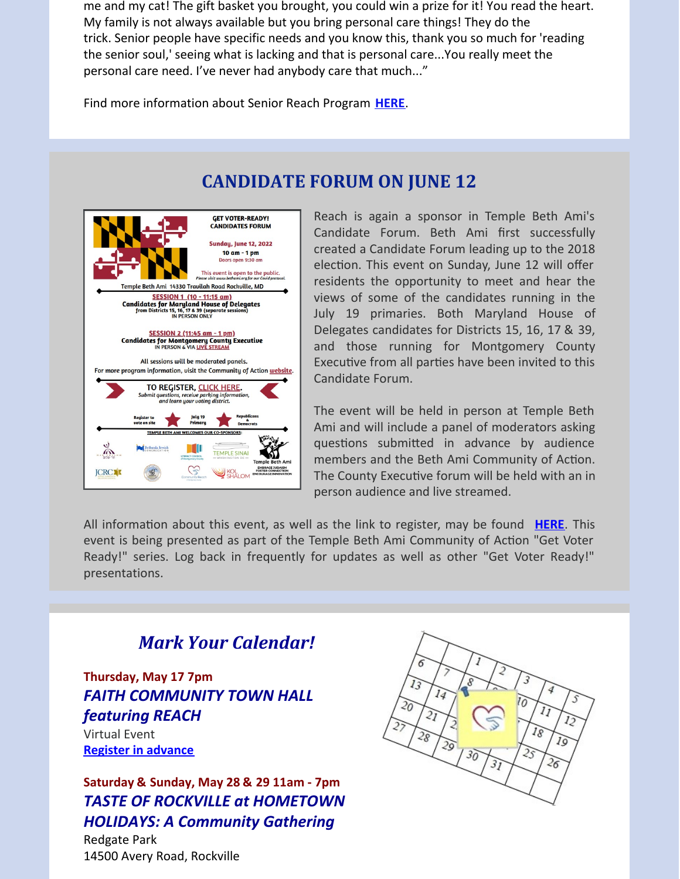me and my cat! The gift basket you brought, you could win a prize for it! You read the heart. My family is not always available but you bring personal care things! They do the trick. Senior people have specific needs and you know this, thank you so much for 'reading the senior soul,' seeing what is lacking and that is personal care...You really meet the personal care need. I've never had anybody care that much..."

Find more information about Senior Reach Program **HERE**.

## CANDIDATE FORUM ON JUNE 12

GET VOTER-READY! CANDIDATES FORUM

Sunday, June 12, 2022
10 am - 1 pm
Doors open 9:30 am

This event is open to the public.
Please visit www.bethami.org for our Covid protocol.

Temple Beth Ami 14330 Travilah Road Rockville, MD

SESSION 1 (10 - 11:15 am)
Candidates for Maryland House of Delegates from Districts 15, 16, 17 & 39 (separate sessions)
IN PERSON ONLY

SESSION 2 (11:45 am - 1 pm)
Candidates for Montgomery County Executive
IN PERSON & VIA LIVE STREAM

All sessions will be moderated panels.
For more program information, visit the Community of Action website.

TO REGISTER, CLICK HERE.
Submit questions, receive parking information, and learn your voting district.

Register to vote on site | July 19 Primary | Republicans & Democrats

TEMPLE BETH AMI WELCOMES OUR CO-SPONSORS:

Reach is again a sponsor in Temple Beth Ami's Candidate Forum. Beth Ami first successfully created a Candidate Forum leading up to the 2018 election. This event on Sunday, June 12 will offer residents the opportunity to meet and hear the views of some of the candidates running in the July 19 primaries. Both Maryland House of Delegates candidates for Districts 15, 16, 17 & 39, and those running for Montgomery County Executive from all parties have been invited to this Candidate Forum.

The event will be held in person at Temple Beth Ami and will include a panel of moderators asking questions submitted in advance by audience members and the Beth Ami Community of Action. The County Executive forum will be held with an in person audience and live streamed.

All information about this event, as well as the link to register, may be found **HERE**. This event is being presented as part of the Temple Beth Ami Community of Action "Get Voter Ready!" series. Log back in frequently for updates as well as other "Get Voter Ready!" presentations.

## *Mark Your Calendar!*

**Thursday, May 17 7pm**
***FAITH COMMUNITY TOWN HALL featuring REACH***
Virtual Event
**Register in advance**

**Saturday & Sunday, May 28 & 29 11am - 7pm**
***TASTE OF ROCKVILLE at HOMETOWN HOLIDAYS: A Community Gathering***
Redgate Park
14500 Avery Road, Rockville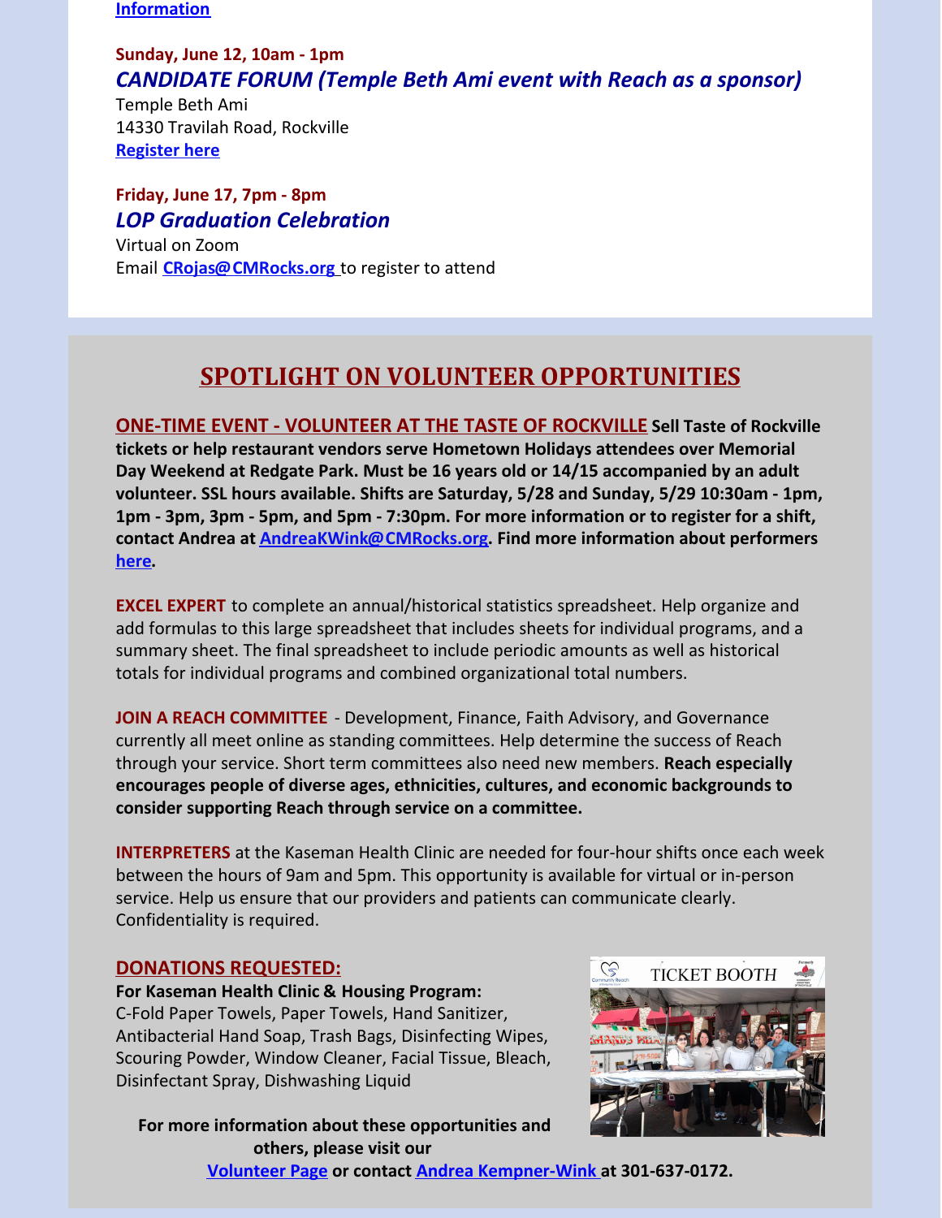Information

**Sunday, June 12, 10am - 1pm**

***CANDIDATE FORUM (Temple Beth Ami event with Reach as a sponsor)***

Temple Beth Ami
14330 Travilah Road, Rockville
Register here

**Friday, June 17, 7pm - 8pm**

***LOP Graduation Celebration***

Virtual on Zoom
Email **CRojas@CMRocks.org** to register to attend

## SPOTLIGHT ON VOLUNTEER OPPORTUNITIES

ONE-TIME EVENT - VOLUNTEER AT THE TASTE OF ROCKVILLE **Sell Taste of Rockville tickets or help restaurant vendors serve Hometown Holidays attendees over Memorial Day Weekend at Redgate Park. Must be 16 years old or 14/15 accompanied by an adult volunteer. SSL hours available. Shifts are Saturday, 5/28 and Sunday, 5/29 10:30am - 1pm, 1pm - 3pm, 3pm - 5pm, and 5pm - 7:30pm. For more information or to register for a shift, contact Andrea at AndreaKWink@CMRocks.org. Find more information about performers here.**

**EXCEL EXPERT** to complete an annual/historical statistics spreadsheet. Help organize and add formulas to this large spreadsheet that includes sheets for individual programs, and a summary sheet. The final spreadsheet to include periodic amounts as well as historical totals for individual programs and combined organizational total numbers.

**JOIN A REACH COMMITTEE** - Development, Finance, Faith Advisory, and Governance currently all meet online as standing committees. Help determine the success of Reach through your service. Short term committees also need new members. **Reach especially encourages people of diverse ages, ethnicities, cultures, and economic backgrounds to consider supporting Reach through service on a committee.**

**INTERPRETERS** at the Kaseman Health Clinic are needed for four-hour shifts once each week between the hours of 9am and 5pm. This opportunity is available for virtual or in-person service. Help us ensure that our providers and patients can communicate clearly. Confidentiality is required.

**DONATIONS REQUESTED:**

**For Kaseman Health Clinic & Housing Program:**
C-Fold Paper Towels, Paper Towels, Hand Sanitizer, Antibacterial Hand Soap, Trash Bags, Disinfecting Wipes, Scouring Powder, Window Cleaner, Facial Tissue, Bleach, Disinfectant Spray, Dishwashing Liquid

**For more information about these opportunities and others, please visit our Volunteer Page or contact Andrea Kempner-Wink at 301-637-0172.**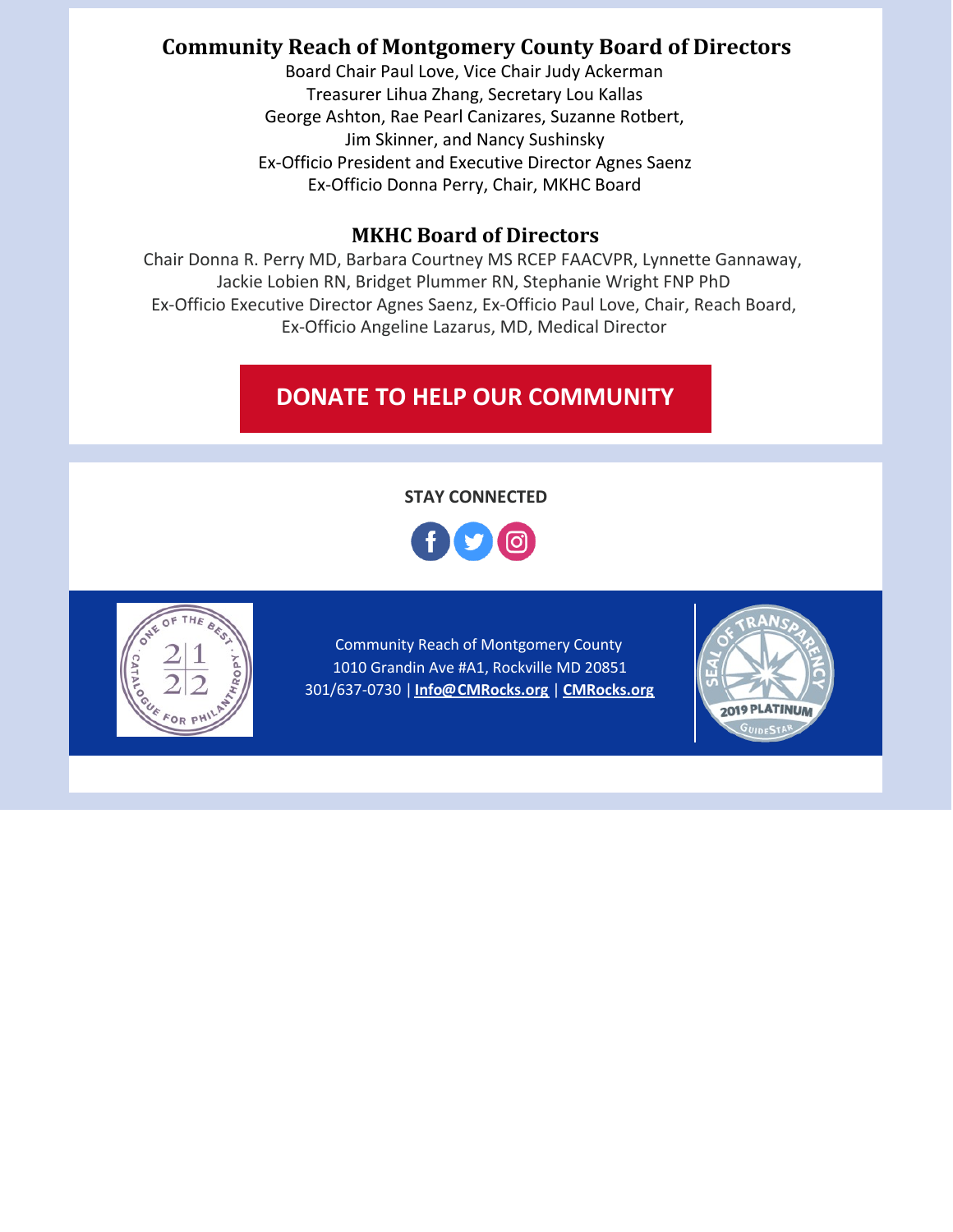## Community Reach of Montgomery County Board of Directors

Board Chair Paul Love, Vice Chair Judy Ackerman
Treasurer Lihua Zhang, Secretary Lou Kallas
George Ashton, Rae Pearl Canizares, Suzanne Rotbert,
Jim Skinner, and Nancy Sushinsky
Ex-Officio President and Executive Director Agnes Saenz
Ex-Officio Donna Perry, Chair, MKHC Board

## MKHC Board of Directors

Chair Donna R. Perry MD, Barbara Courtney MS RCEP FAACVPR, Lynnette Gannaway,
Jackie Lobien RN, Bridget Plummer RN, Stephanie Wright FNP PhD
Ex-Officio Executive Director Agnes Saenz, Ex-Officio Paul Love, Chair, Reach Board,
Ex-Officio Angeline Lazarus, MD, Medical Director

**DONATE TO HELP OUR COMMUNITY**

**STAY CONNECTED**

Community Reach of Montgomery County
1010 Grandin Ave #A1, Rockville MD 20851
301/637-0730 | **Info@CMRocks.org** | **CMRocks.org**